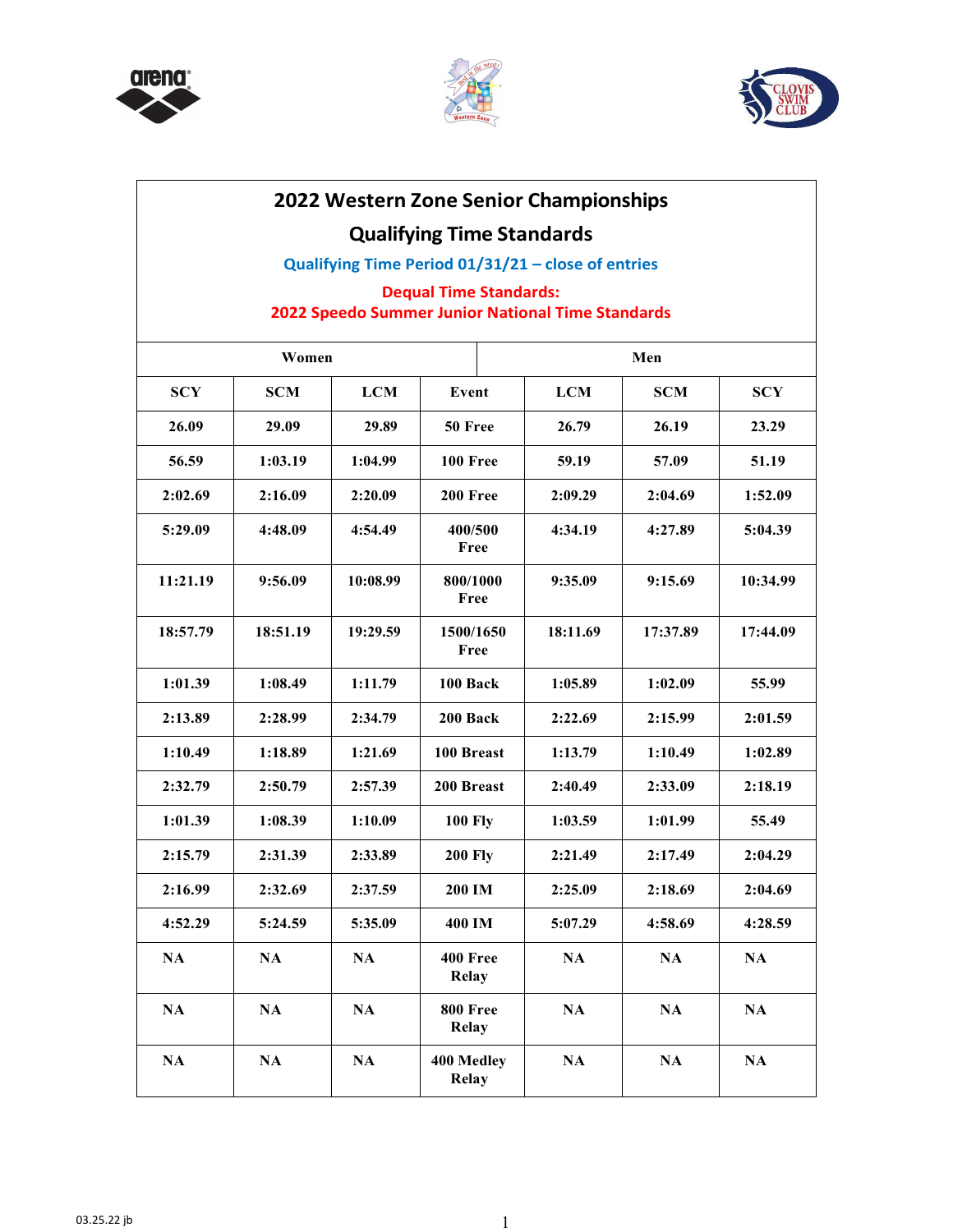# 2022 Western Zone Senior Championships

## Qualifying Time Standards

**Qualifying Time Period 01/31/21 – close of entries**

**Dequal Time Standards:**
**2022 Speedo Summer Junior National Time Standards**

| Women | | | | Men | | |
|---|---|---|---|---|---|---|
| **SCY** | **SCM** | **LCM** | **Event** | **LCM** | **SCM** | **SCY** |
| 26.09 | 29.09 | 29.89 | 50 Free | 26.79 | 26.19 | 23.29 |
| 56.59 | 1:03.19 | 1:04.99 | 100 Free | 59.19 | 57.09 | 51.19 |
| 2:02.69 | 2:16.09 | 2:20.09 | 200 Free | 2:09.29 | 2:04.69 | 1:52.09 |
| 5:29.09 | 4:48.09 | 4:54.49 | 400/500 Free | 4:34.19 | 4:27.89 | 5:04.39 |
| 11:21.19 | 9:56.09 | 10:08.99 | 800/1000 Free | 9:35.09 | 9:15.69 | 10:34.99 |
| 18:57.79 | 18:51.19 | 19:29.59 | 1500/1650 Free | 18:11.69 | 17:37.89 | 17:44.09 |
| 1:01.39 | 1:08.49 | 1:11.79 | 100 Back | 1:05.89 | 1:02.09 | 55.99 |
| 2:13.89 | 2:28.99 | 2:34.79 | 200 Back | 2:22.69 | 2:15.99 | 2:01.59 |
| 1:10.49 | 1:18.89 | 1:21.69 | 100 Breast | 1:13.79 | 1:10.49 | 1:02.89 |
| 2:32.79 | 2:50.79 | 2:57.39 | 200 Breast | 2:40.49 | 2:33.09 | 2:18.19 |
| 1:01.39 | 1:08.39 | 1:10.09 | 100 Fly | 1:03.59 | 1:01.99 | 55.49 |
| 2:15.79 | 2:31.39 | 2:33.89 | 200 Fly | 2:21.49 | 2:17.49 | 2:04.29 |
| 2:16.99 | 2:32.69 | 2:37.59 | 200 IM | 2:25.09 | 2:18.69 | 2:04.69 |
| 4:52.29 | 5:24.59 | 5:35.09 | 400 IM | 5:07.29 | 4:58.69 | 4:28.59 |
| NA | NA | NA | 400 Free Relay | NA | NA | NA |
| NA | NA | NA | 800 Free Relay | NA | NA | NA |
| NA | NA | NA | 400 Medley Relay | NA | NA | NA |

03.25.22 jb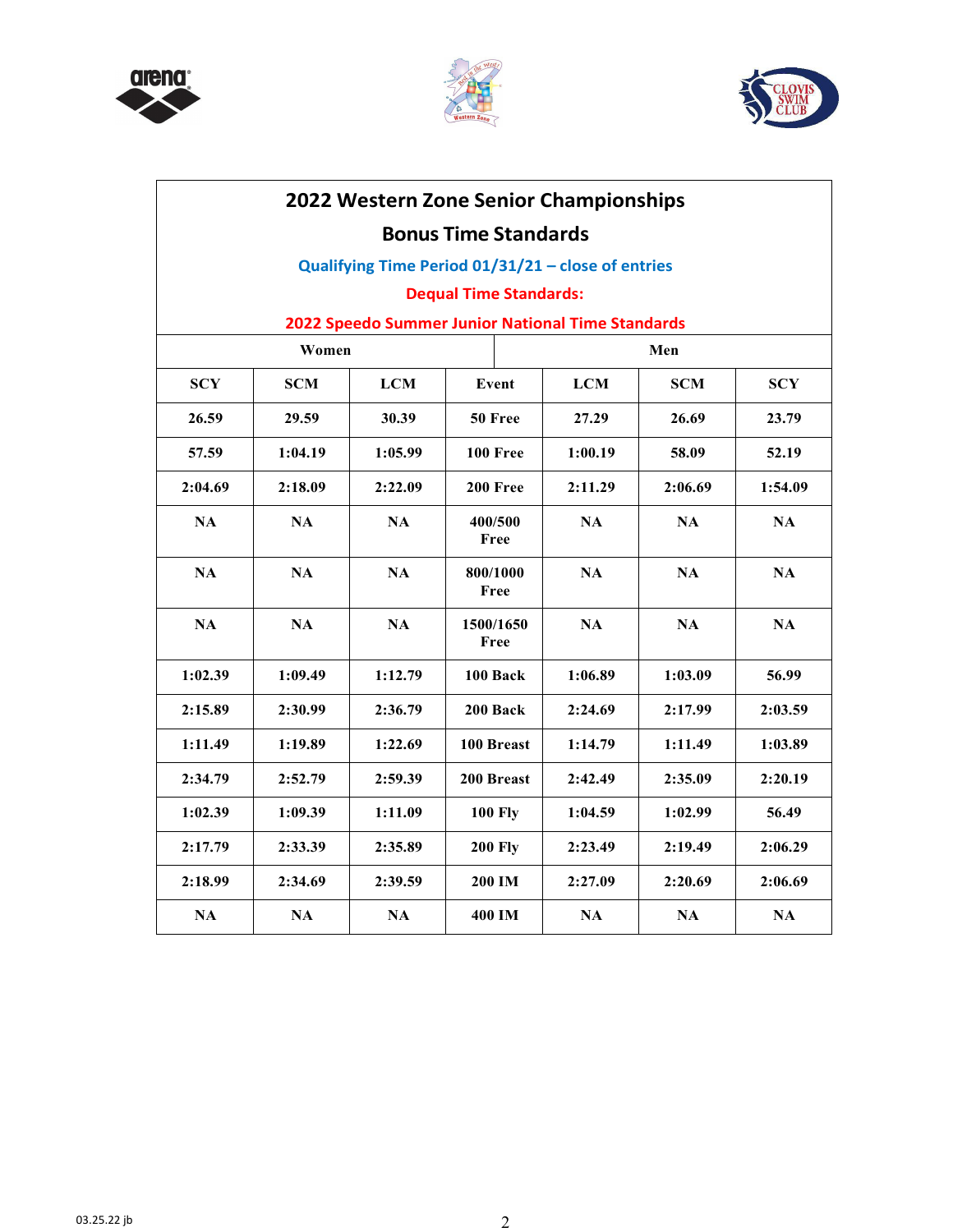# 2022 Western Zone Senior Championships

## Bonus Time Standards

**Qualifying Time Period 01/31/21 – close of entries**

**Dequal Time Standards:**

**2022 Speedo Summer Junior National Time Standards**

| Women | | | | Men | | |
|---|---|---|---|---|---|---|
| **SCY** | **SCM** | **LCM** | **Event** | **LCM** | **SCM** | **SCY** |
| 26.59 | 29.59 | 30.39 | 50 Free | 27.29 | 26.69 | 23.79 |
| 57.59 | 1:04.19 | 1:05.99 | 100 Free | 1:00.19 | 58.09 | 52.19 |
| 2:04.69 | 2:18.09 | 2:22.09 | 200 Free | 2:11.29 | 2:06.69 | 1:54.09 |
| NA | NA | NA | 400/500 Free | NA | NA | NA |
| NA | NA | NA | 800/1000 Free | NA | NA | NA |
| NA | NA | NA | 1500/1650 Free | NA | NA | NA |
| 1:02.39 | 1:09.49 | 1:12.79 | 100 Back | 1:06.89 | 1:03.09 | 56.99 |
| 2:15.89 | 2:30.99 | 2:36.79 | 200 Back | 2:24.69 | 2:17.99 | 2:03.59 |
| 1:11.49 | 1:19.89 | 1:22.69 | 100 Breast | 1:14.79 | 1:11.49 | 1:03.89 |
| 2:34.79 | 2:52.79 | 2:59.39 | 200 Breast | 2:42.49 | 2:35.09 | 2:20.19 |
| 1:02.39 | 1:09.39 | 1:11.09 | 100 Fly | 1:04.59 | 1:02.99 | 56.49 |
| 2:17.79 | 2:33.39 | 2:35.89 | 200 Fly | 2:23.49 | 2:19.49 | 2:06.29 |
| 2:18.99 | 2:34.69 | 2:39.59 | 200 IM | 2:27.09 | 2:20.69 | 2:06.69 |
| NA | NA | NA | 400 IM | NA | NA | NA |

03.25.22 jb